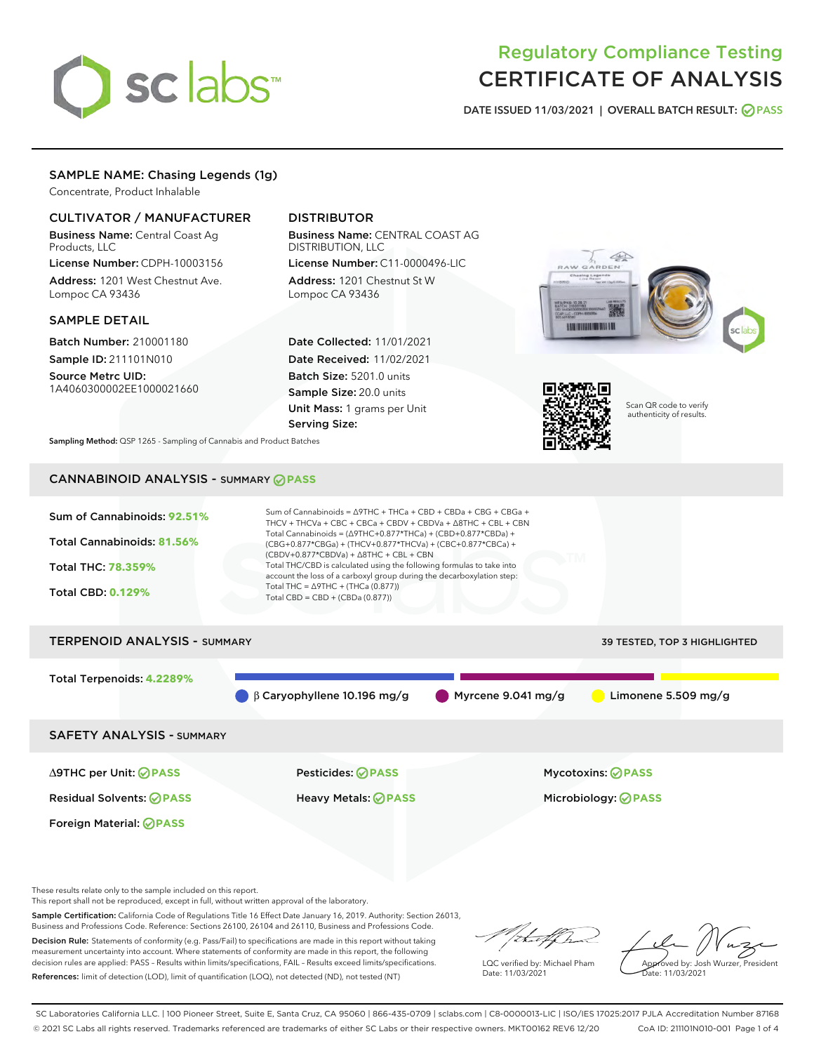# Regulatory Compliance Testing
# CERTIFICATE OF ANALYSIS

DATE ISSUED 11/03/2021 | OVERALL BATCH RESULT: PASS

## SAMPLE NAME: Chasing Legends (1g)

Concentrate, Product Inhalable

### CULTIVATOR / MANUFACTURER

**Business Name:** Central Coast Ag Products, LLC

**License Number:** CDPH-10003156

**Address:** 1201 West Chestnut Ave. Lompoc CA 93436

### DISTRIBUTOR

**Business Name:** CENTRAL COAST AG DISTRIBUTION, LLC

**License Number:** C11-0000496-LIC

**Address:** 1201 Chestnut St W Lompoc CA 93436

### SAMPLE DETAIL

**Batch Number:** 210001180

**Sample ID:** 211101N010

**Source Metrc UID:** 1A4060300002EE1000021660

**Date Collected:** 11/01/2021

**Date Received:** 11/02/2021

**Batch Size:** 5201.0 units

**Sample Size:** 20.0 units

**Unit Mass:** 1 grams per Unit

**Serving Size:**

Scan QR code to verify authenticity of results.

**Sampling Method:** QSP 1265 - Sampling of Cannabis and Product Batches

## CANNABINOID ANALYSIS - SUMMARY PASS

Sum of Cannabinoids: **92.51%**

Total Cannabinoids: **81.56%**

Total THC: **78.359%**

Total CBD: **0.129%**

Sum of Cannabinoids = Δ9THC + THCa + CBD + CBDa + CBG + CBGa + THCV + THCVa + CBC + CBCa + CBDV + CBDVa + Δ8THC + CBL + CBN

Total Cannabinoids = (Δ9THC+0.877*THCa) + (CBD+0.877*CBDa) + (CBG+0.877*CBGa) + (THCV+0.877*THCVa) + (CBC+0.877*CBCa) + (CBDV+0.877*CBDVa) + Δ8THC + CBL + CBN

Total THC/CBD is calculated using the following formulas to take into account the loss of a carboxyl group during the decarboxylation step:

Total THC = Δ9THC + (THCa (0.877))

Total CBD = CBD + (CBDa (0.877))

## TERPENOID ANALYSIS - SUMMARY

39 TESTED, TOP 3 HIGHLIGHTED

Total Terpenoids: **4.2289%**

β Caryophyllene 10.196 mg/g | Myrcene 9.041 mg/g | Limonene 5.509 mg/g

## SAFETY ANALYSIS - SUMMARY

| | | |
|---|---|---|
| Δ9THC per Unit: PASS | Pesticides: PASS | Mycotoxins: PASS |
| Residual Solvents: PASS | Heavy Metals: PASS | Microbiology: PASS |
| Foreign Material: PASS | | |

These results relate only to the sample included on this report.
This report shall not be reproduced, except in full, without written approval of the laboratory.

**Sample Certification:** California Code of Regulations Title 16 Effect Date January 16, 2019. Authority: Section 26013, Business and Professions Code. Reference: Sections 26100, 26104 and 26110, Business and Professions Code.

**Decision Rule:** Statements of conformity (e.g. Pass/Fail) to specifications are made in this report without taking measurement uncertainty into account. Where statements of conformity are made in this report, the following decision rules are applied: PASS – Results within limits/specifications, FAIL – Results exceed limits/specifications.

**References:** limit of detection (LOD), limit of quantification (LOQ), not detected (ND), not tested (NT)

LQC verified by: Michael Pham
Date: 11/03/2021

Approved by: Josh Wurzer, President
Date: 11/03/2021

SC Laboratories California LLC. | 100 Pioneer Street, Suite E, Santa Cruz, CA 95060 | 866-435-0709 | sclabs.com | C8-0000013-LIC | ISO/IES 17025:2017 PJLA Accreditation Number 87168
© 2021 SC Labs all rights reserved. Trademarks referenced are trademarks of either SC Labs or their respective owners. MKT00162 REV6 12/20 CoA ID: 211101N010-001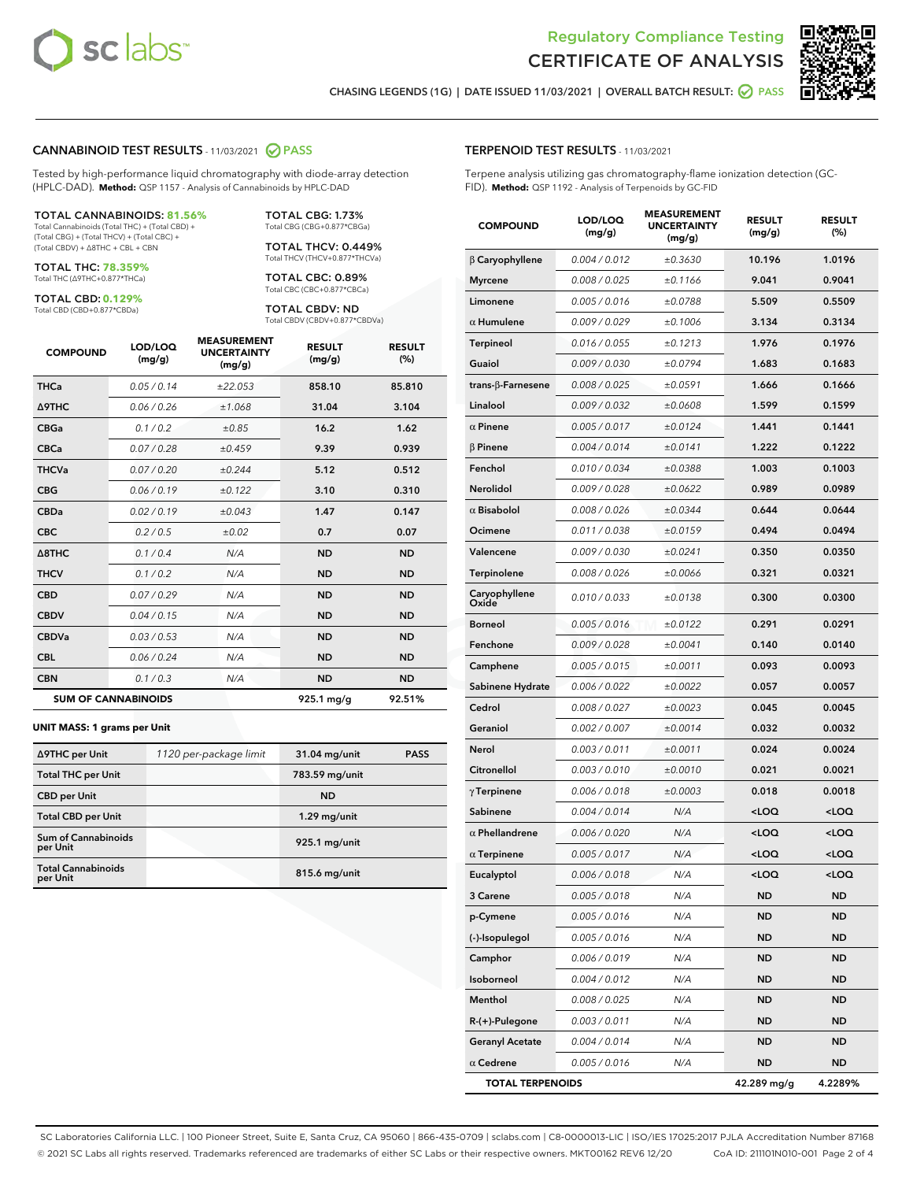Regulatory Compliance Testing
# CERTIFICATE OF ANALYSIS

CHASING LEGENDS (1G) | DATE ISSUED 11/03/2021 | OVERALL BATCH RESULT: PASS

## CANNABINOID TEST RESULTS - 11/03/2021 PASS

Tested by high-performance liquid chromatography with diode-array detection (HPLC-DAD). **Method:** QSP 1157 - Analysis of Cannabinoids by HPLC-DAD

**TOTAL CANNABINOIDS: 81.56%**
Total Cannabinoids (Total THC) + (Total CBD) + (Total CBG) + (Total THCV) + (Total CBC) + (Total CBDV) + Δ8THC + CBL + CBN

**TOTAL THC: 78.359%**
Total THC (Δ9THC+0.877*THCa)

**TOTAL CBD: 0.129%**
Total CBD (CBD+0.877*CBDa)

**TOTAL CBG: 1.73%**
Total CBG (CBG+0.877*CBGa)

**TOTAL THCV: 0.449%**
Total THCV (THCV+0.877*THCVa)

**TOTAL CBC: 0.89%**
Total CBC (CBC+0.877*CBCa)

**TOTAL CBDV: ND**
Total CBDV (CBDV+0.877*CBDVa)

| COMPOUND | LOD/LOQ (mg/g) | MEASUREMENT UNCERTAINTY (mg/g) | RESULT (mg/g) | RESULT (%) |
|---|---|---|---|---|
| THCa | 0.05 / 0.14 | ±22.053 | 858.10 | 85.810 |
| Δ9THC | 0.06 / 0.26 | ±1.068 | 31.04 | 3.104 |
| CBGa | 0.1 / 0.2 | ±0.85 | 16.2 | 1.62 |
| CBCa | 0.07 / 0.28 | ±0.459 | 9.39 | 0.939 |
| THCVa | 0.07 / 0.20 | ±0.244 | 5.12 | 0.512 |
| CBG | 0.06 / 0.19 | ±0.122 | 3.10 | 0.310 |
| CBDa | 0.02 / 0.19 | ±0.043 | 1.47 | 0.147 |
| CBC | 0.2 / 0.5 | ±0.02 | 0.7 | 0.07 |
| Δ8THC | 0.1 / 0.4 | N/A | ND | ND |
| THCV | 0.1 / 0.2 | N/A | ND | ND |
| CBD | 0.07 / 0.29 | N/A | ND | ND |
| CBDV | 0.04 / 0.15 | N/A | ND | ND |
| CBDVa | 0.03 / 0.53 | N/A | ND | ND |
| CBL | 0.06 / 0.24 | N/A | ND | ND |
| CBN | 0.1 / 0.3 | N/A | ND | ND |
| **SUM OF CANNABINOIDS** | | | **925.1 mg/g** | **92.51%** |

**UNIT MASS: 1 grams per Unit**

| | | | |
|---|---|---|---|
| Δ9THC per Unit | 1120 per-package limit | 31.04 mg/unit | PASS |
| Total THC per Unit | | 783.59 mg/unit | |
| CBD per Unit | | ND | |
| Total CBD per Unit | | 1.29 mg/unit | |
| Sum of Cannabinoids per Unit | | 925.1 mg/unit | |
| Total Cannabinoids per Unit | | 815.6 mg/unit | |

## TERPENOID TEST RESULTS - 11/03/2021

Terpene analysis utilizing gas chromatography-flame ionization detection (GC-FID). **Method:** QSP 1192 - Analysis of Terpenoids by GC-FID

| COMPOUND | LOD/LOQ (mg/g) | MEASUREMENT UNCERTAINTY (mg/g) | RESULT (mg/g) | RESULT (%) |
|---|---|---|---|---|
| β Caryophyllene | 0.004 / 0.012 | ±0.3630 | 10.196 | 1.0196 |
| Myrcene | 0.008 / 0.025 | ±0.1166 | 9.041 | 0.9041 |
| Limonene | 0.005 / 0.016 | ±0.0788 | 5.509 | 0.5509 |
| α Humulene | 0.009 / 0.029 | ±0.1006 | 3.134 | 0.3134 |
| Terpineol | 0.016 / 0.055 | ±0.1213 | 1.976 | 0.1976 |
| Guaiol | 0.009 / 0.030 | ±0.0794 | 1.683 | 0.1683 |
| trans-β-Farnesene | 0.008 / 0.025 | ±0.0591 | 1.666 | 0.1666 |
| Linalool | 0.009 / 0.032 | ±0.0608 | 1.599 | 0.1599 |
| α Pinene | 0.005 / 0.017 | ±0.0124 | 1.441 | 0.1441 |
| β Pinene | 0.004 / 0.014 | ±0.0141 | 1.222 | 0.1222 |
| Fenchol | 0.010 / 0.034 | ±0.0388 | 1.003 | 0.1003 |
| Nerolidol | 0.009 / 0.028 | ±0.0622 | 0.989 | 0.0989 |
| α Bisabolol | 0.008 / 0.026 | ±0.0344 | 0.644 | 0.0644 |
| Ocimene | 0.011 / 0.038 | ±0.0159 | 0.494 | 0.0494 |
| Valencene | 0.009 / 0.030 | ±0.0241 | 0.350 | 0.0350 |
| Terpinolene | 0.008 / 0.026 | ±0.0066 | 0.321 | 0.0321 |
| Caryophyllene Oxide | 0.010 / 0.033 | ±0.0138 | 0.300 | 0.0300 |
| Borneol | 0.005 / 0.016 | ±0.0122 | 0.291 | 0.0291 |
| Fenchone | 0.009 / 0.028 | ±0.0041 | 0.140 | 0.0140 |
| Camphene | 0.005 / 0.015 | ±0.0011 | 0.093 | 0.0093 |
| Sabinene Hydrate | 0.006 / 0.022 | ±0.0022 | 0.057 | 0.0057 |
| Cedrol | 0.008 / 0.027 | ±0.0023 | 0.045 | 0.0045 |
| Geraniol | 0.002 / 0.007 | ±0.0014 | 0.032 | 0.0032 |
| Nerol | 0.003 / 0.011 | ±0.0011 | 0.024 | 0.0024 |
| Citronellol | 0.003 / 0.010 | ±0.0010 | 0.021 | 0.0021 |
| γ Terpinene | 0.006 / 0.018 | ±0.0003 | 0.018 | 0.0018 |
| Sabinene | 0.004 / 0.014 | N/A | <LOQ | <LOQ |
| α Phellandrene | 0.006 / 0.020 | N/A | <LOQ | <LOQ |
| α Terpinene | 0.005 / 0.017 | N/A | <LOQ | <LOQ |
| Eucalyptol | 0.006 / 0.018 | N/A | <LOQ | <LOQ |
| 3 Carene | 0.005 / 0.018 | N/A | ND | ND |
| p-Cymene | 0.005 / 0.016 | N/A | ND | ND |
| (-)-Isopulegol | 0.005 / 0.016 | N/A | ND | ND |
| Camphor | 0.006 / 0.019 | N/A | ND | ND |
| Isoborneol | 0.004 / 0.012 | N/A | ND | ND |
| Menthol | 0.008 / 0.025 | N/A | ND | ND |
| R-(+)-Pulegone | 0.003 / 0.011 | N/A | ND | ND |
| Geranyl Acetate | 0.004 / 0.014 | N/A | ND | ND |
| α Cedrene | 0.005 / 0.016 | N/A | ND | ND |
| **TOTAL TERPENOIDS** | | | **42.289 mg/g** | **4.2289%** |

SC Laboratories California LLC. | 100 Pioneer Street, Suite E, Santa Cruz, CA 95060 | 866-435-0709 | sclabs.com | C8-0000013-LIC | ISO/IES 17025:2017 PJLA Accreditation Number 87168
© 2021 SC Labs all rights reserved. Trademarks referenced are trademarks of either SC Labs or their respective owners. MKT00162 REV6 12/20 CoA ID: 211101N010-001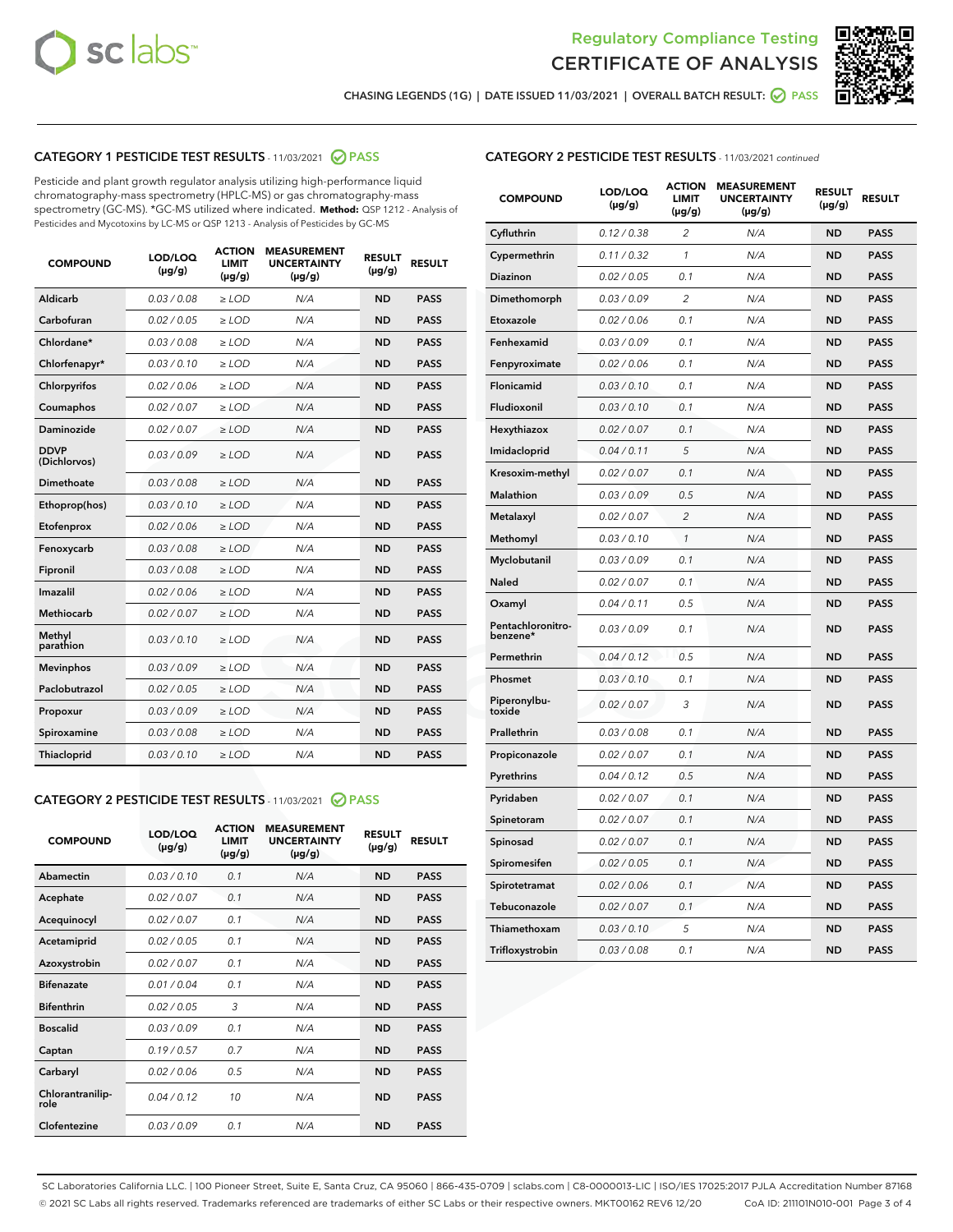# Regulatory Compliance Testing
# CERTIFICATE OF ANALYSIS

CHASING LEGENDS (1G) | DATE ISSUED 11/03/2021 | OVERALL BATCH RESULT: PASS

## CATEGORY 1 PESTICIDE TEST RESULTS - 11/03/2021 PASS

Pesticide and plant growth regulator analysis utilizing high-performance liquid chromatography-mass spectrometry (HPLC-MS) or gas chromatography-mass spectrometry (GC-MS). *GC-MS utilized where indicated. **Method:** QSP 1212 - Analysis of Pesticides and Mycotoxins by LC-MS or QSP 1213 - Analysis of Pesticides by GC-MS

| COMPOUND | LOD/LOQ (µg/g) | ACTION LIMIT (µg/g) | MEASUREMENT UNCERTAINTY (µg/g) | RESULT (µg/g) | RESULT |
|---|---|---|---|---|---|
| Aldicarb | 0.03 / 0.08 | ≥ LOD | N/A | ND | PASS |
| Carbofuran | 0.02 / 0.05 | ≥ LOD | N/A | ND | PASS |
| Chlordane* | 0.03 / 0.08 | ≥ LOD | N/A | ND | PASS |
| Chlorfenapyr* | 0.03 / 0.10 | ≥ LOD | N/A | ND | PASS |
| Chlorpyrifos | 0.02 / 0.06 | ≥ LOD | N/A | ND | PASS |
| Coumaphos | 0.02 / 0.07 | ≥ LOD | N/A | ND | PASS |
| Daminozide | 0.02 / 0.07 | ≥ LOD | N/A | ND | PASS |
| DDVP (Dichlorvos) | 0.03 / 0.09 | ≥ LOD | N/A | ND | PASS |
| Dimethoate | 0.03 / 0.08 | ≥ LOD | N/A | ND | PASS |
| Ethoprop(hos) | 0.03 / 0.10 | ≥ LOD | N/A | ND | PASS |
| Etofenprox | 0.02 / 0.06 | ≥ LOD | N/A | ND | PASS |
| Fenoxycarb | 0.03 / 0.08 | ≥ LOD | N/A | ND | PASS |
| Fipronil | 0.03 / 0.08 | ≥ LOD | N/A | ND | PASS |
| Imazalil | 0.02 / 0.06 | ≥ LOD | N/A | ND | PASS |
| Methiocarb | 0.02 / 0.07 | ≥ LOD | N/A | ND | PASS |
| Methyl parathion | 0.03 / 0.10 | ≥ LOD | N/A | ND | PASS |
| Mevinphos | 0.03 / 0.09 | ≥ LOD | N/A | ND | PASS |
| Paclobutrazol | 0.02 / 0.05 | ≥ LOD | N/A | ND | PASS |
| Propoxur | 0.03 / 0.09 | ≥ LOD | N/A | ND | PASS |
| Spiroxamine | 0.03 / 0.08 | ≥ LOD | N/A | ND | PASS |
| Thiacloprid | 0.03 / 0.10 | ≥ LOD | N/A | ND | PASS |

## CATEGORY 2 PESTICIDE TEST RESULTS - 11/03/2021 PASS

| COMPOUND | LOD/LOQ (µg/g) | ACTION LIMIT (µg/g) | MEASUREMENT UNCERTAINTY (µg/g) | RESULT (µg/g) | RESULT |
|---|---|---|---|---|---|
| Abamectin | 0.03 / 0.10 | 0.1 | N/A | ND | PASS |
| Acephate | 0.02 / 0.07 | 0.1 | N/A | ND | PASS |
| Acequinocyl | 0.02 / 0.07 | 0.1 | N/A | ND | PASS |
| Acetamiprid | 0.02 / 0.05 | 0.1 | N/A | ND | PASS |
| Azoxystrobin | 0.02 / 0.07 | 0.1 | N/A | ND | PASS |
| Bifenazate | 0.01 / 0.04 | 0.1 | N/A | ND | PASS |
| Bifenthrin | 0.02 / 0.05 | 3 | N/A | ND | PASS |
| Boscalid | 0.03 / 0.09 | 0.1 | N/A | ND | PASS |
| Captan | 0.19 / 0.57 | 0.7 | N/A | ND | PASS |
| Carbaryl | 0.02 / 0.06 | 0.5 | N/A | ND | PASS |
| Chlorantraniliprole | 0.04 / 0.12 | 10 | N/A | ND | PASS |
| Clofentezine | 0.03 / 0.09 | 0.1 | N/A | ND | PASS |
| Cyfluthrin | 0.12 / 0.38 | 2 | N/A | ND | PASS |
| Cypermethrin | 0.11 / 0.32 | 1 | N/A | ND | PASS |
| Diazinon | 0.02 / 0.05 | 0.1 | N/A | ND | PASS |
| Dimethomorph | 0.03 / 0.09 | 2 | N/A | ND | PASS |
| Etoxazole | 0.02 / 0.06 | 0.1 | N/A | ND | PASS |
| Fenhexamid | 0.03 / 0.09 | 0.1 | N/A | ND | PASS |
| Fenpyroximate | 0.02 / 0.06 | 0.1 | N/A | ND | PASS |
| Flonicamid | 0.03 / 0.10 | 0.1 | N/A | ND | PASS |
| Fludioxonil | 0.03 / 0.10 | 0.1 | N/A | ND | PASS |
| Hexythiazox | 0.02 / 0.07 | 0.1 | N/A | ND | PASS |
| Imidacloprid | 0.04 / 0.11 | 5 | N/A | ND | PASS |
| Kresoxim-methyl | 0.02 / 0.07 | 0.1 | N/A | ND | PASS |
| Malathion | 0.03 / 0.09 | 0.5 | N/A | ND | PASS |
| Metalaxyl | 0.02 / 0.07 | 2 | N/A | ND | PASS |
| Methomyl | 0.03 / 0.10 | 1 | N/A | ND | PASS |
| Myclobutanil | 0.03 / 0.09 | 0.1 | N/A | ND | PASS |
| Naled | 0.02 / 0.07 | 0.1 | N/A | ND | PASS |
| Oxamyl | 0.04 / 0.11 | 0.5 | N/A | ND | PASS |
| Pentachloronitrobenzene* | 0.03 / 0.09 | 0.1 | N/A | ND | PASS |
| Permethrin | 0.04 / 0.12 | 0.5 | N/A | ND | PASS |
| Phosmet | 0.03 / 0.10 | 0.1 | N/A | ND | PASS |
| Piperonylbutoxide | 0.02 / 0.07 | 3 | N/A | ND | PASS |
| Prallethrin | 0.03 / 0.08 | 0.1 | N/A | ND | PASS |
| Propiconazole | 0.02 / 0.07 | 0.1 | N/A | ND | PASS |
| Pyrethrins | 0.04 / 0.12 | 0.5 | N/A | ND | PASS |
| Pyridaben | 0.02 / 0.07 | 0.1 | N/A | ND | PASS |
| Spinetoram | 0.02 / 0.07 | 0.1 | N/A | ND | PASS |
| Spinosad | 0.02 / 0.07 | 0.1 | N/A | ND | PASS |
| Spiromesifen | 0.02 / 0.05 | 0.1 | N/A | ND | PASS |
| Spirotetramat | 0.02 / 0.06 | 0.1 | N/A | ND | PASS |
| Tebuconazole | 0.02 / 0.07 | 0.1 | N/A | ND | PASS |
| Thiamethoxam | 0.03 / 0.10 | 5 | N/A | ND | PASS |
| Trifloxystrobin | 0.03 / 0.08 | 0.1 | N/A | ND | PASS |

SC Laboratories California LLC. | 100 Pioneer Street, Suite E, Santa Cruz, CA 95060 | 866-435-0709 | sclabs.com | C8-0000013-LIC | ISO/IES 17025:2017 PJLA Accreditation Number 87168
© 2021 SC Labs all rights reserved. Trademarks referenced are trademarks of either SC Labs or their respective owners. MKT00162 REV6 12/20 CoA ID: 211101N010-001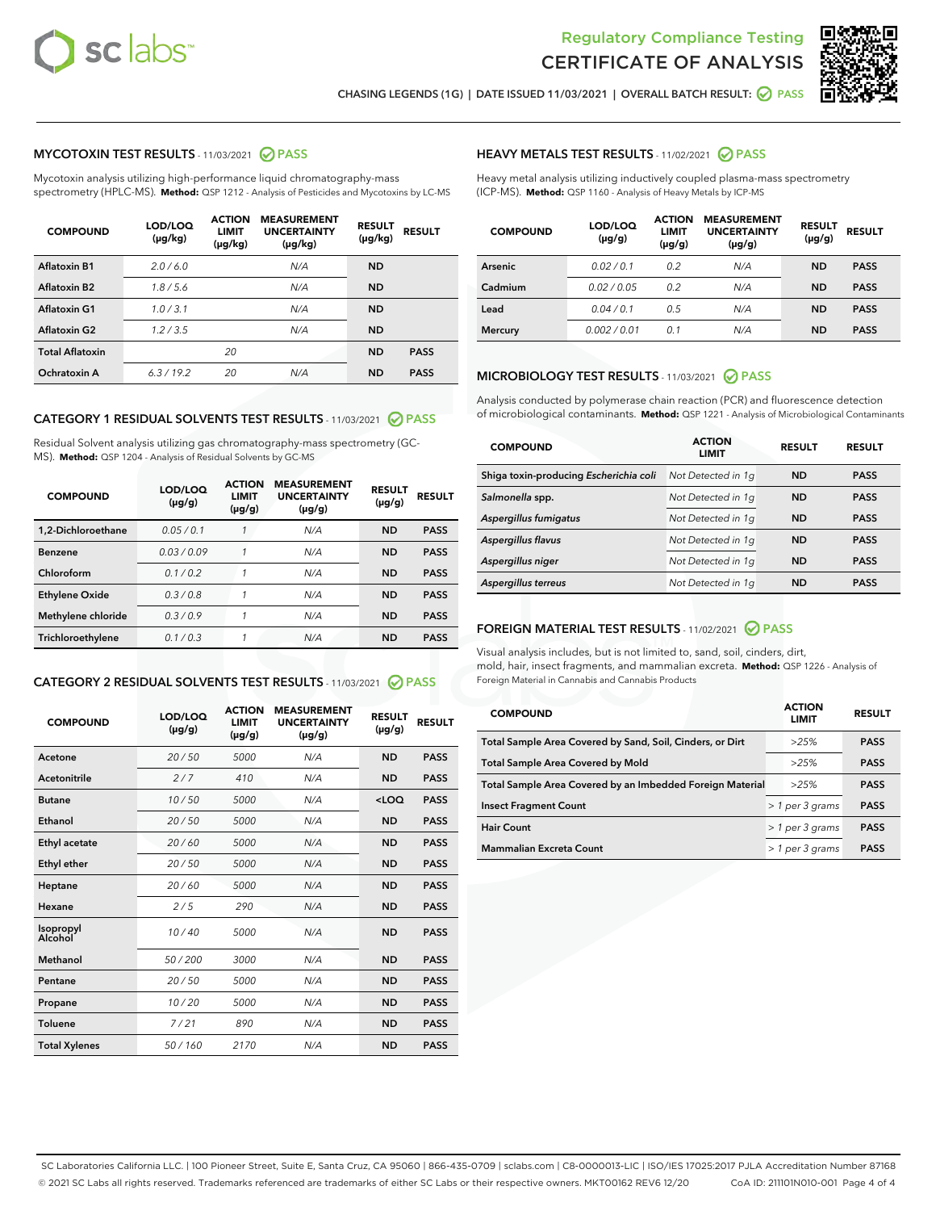Regulatory Compliance Testing
# CERTIFICATE OF ANALYSIS

CHASING LEGENDS (1G) | DATE ISSUED 11/03/2021 | OVERALL BATCH RESULT: PASS

## MYCOTOXIN TEST RESULTS - 11/03/2021 PASS

Mycotoxin analysis utilizing high-performance liquid chromatography-mass spectrometry (HPLC-MS). **Method:** QSP 1212 - Analysis of Pesticides and Mycotoxins by LC-MS

| COMPOUND | LOD/LOQ (µg/kg) | ACTION LIMIT (µg/kg) | MEASUREMENT UNCERTAINTY (µg/kg) | RESULT (µg/kg) | RESULT |
|---|---|---|---|---|---|
| Aflatoxin B1 | 2.0 / 6.0 | | N/A | ND | |
| Aflatoxin B2 | 1.8 / 5.6 | | N/A | ND | |
| Aflatoxin G1 | 1.0 / 3.1 | | N/A | ND | |
| Aflatoxin G2 | 1.2 / 3.5 | | N/A | ND | |
| Total Aflatoxin | | 20 | | ND | PASS |
| Ochratoxin A | 6.3 / 19.2 | 20 | N/A | ND | PASS |

## CATEGORY 1 RESIDUAL SOLVENTS TEST RESULTS - 11/03/2021 PASS

Residual Solvent analysis utilizing gas chromatography-mass spectrometry (GC-MS). **Method:** QSP 1204 - Analysis of Residual Solvents by GC-MS

| COMPOUND | LOD/LOQ (µg/g) | ACTION LIMIT (µg/g) | MEASUREMENT UNCERTAINTY (µg/g) | RESULT (µg/g) | RESULT |
|---|---|---|---|---|---|
| 1,2-Dichloroethane | 0.05 / 0.1 | 1 | N/A | ND | PASS |
| Benzene | 0.03 / 0.09 | 1 | N/A | ND | PASS |
| Chloroform | 0.1 / 0.2 | 1 | N/A | ND | PASS |
| Ethylene Oxide | 0.3 / 0.8 | 1 | N/A | ND | PASS |
| Methylene chloride | 0.3 / 0.9 | 1 | N/A | ND | PASS |
| Trichloroethylene | 0.1 / 0.3 | 1 | N/A | ND | PASS |

## CATEGORY 2 RESIDUAL SOLVENTS TEST RESULTS - 11/03/2021 PASS

| COMPOUND | LOD/LOQ (µg/g) | ACTION LIMIT (µg/g) | MEASUREMENT UNCERTAINTY (µg/g) | RESULT (µg/g) | RESULT |
|---|---|---|---|---|---|
| Acetone | 20 / 50 | 5000 | N/A | ND | PASS |
| Acetonitrile | 2 / 7 | 410 | N/A | ND | PASS |
| Butane | 10 / 50 | 5000 | N/A | <LOQ | PASS |
| Ethanol | 20 / 50 | 5000 | N/A | ND | PASS |
| Ethyl acetate | 20 / 60 | 5000 | N/A | ND | PASS |
| Ethyl ether | 20 / 50 | 5000 | N/A | ND | PASS |
| Heptane | 20 / 60 | 5000 | N/A | ND | PASS |
| Hexane | 2 / 5 | 290 | N/A | ND | PASS |
| Isopropyl Alcohol | 10 / 40 | 5000 | N/A | ND | PASS |
| Methanol | 50 / 200 | 3000 | N/A | ND | PASS |
| Pentane | 20 / 50 | 5000 | N/A | ND | PASS |
| Propane | 10 / 20 | 5000 | N/A | ND | PASS |
| Toluene | 7 / 21 | 890 | N/A | ND | PASS |
| Total Xylenes | 50 / 160 | 2170 | N/A | ND | PASS |

## HEAVY METALS TEST RESULTS - 11/02/2021 PASS

Heavy metal analysis utilizing inductively coupled plasma-mass spectrometry (ICP-MS). **Method:** QSP 1160 - Analysis of Heavy Metals by ICP-MS

| COMPOUND | LOD/LOQ (µg/g) | ACTION LIMIT (µg/g) | MEASUREMENT UNCERTAINTY (µg/g) | RESULT (µg/g) | RESULT |
|---|---|---|---|---|---|
| Arsenic | 0.02 / 0.1 | 0.2 | N/A | ND | PASS |
| Cadmium | 0.02 / 0.05 | 0.2 | N/A | ND | PASS |
| Lead | 0.04 / 0.1 | 0.5 | N/A | ND | PASS |
| Mercury | 0.002 / 0.01 | 0.1 | N/A | ND | PASS |

## MICROBIOLOGY TEST RESULTS - 11/03/2021 PASS

Analysis conducted by polymerase chain reaction (PCR) and fluorescence detection of microbiological contaminants. **Method:** QSP 1221 - Analysis of Microbiological Contaminants

| COMPOUND | ACTION LIMIT | RESULT | RESULT |
|---|---|---|---|
| Shiga toxin-producing *Escherichia coli* | Not Detected in 1g | ND | PASS |
| *Salmonella* spp. | Not Detected in 1g | ND | PASS |
| *Aspergillus fumigatus* | Not Detected in 1g | ND | PASS |
| *Aspergillus flavus* | Not Detected in 1g | ND | PASS |
| *Aspergillus niger* | Not Detected in 1g | ND | PASS |
| *Aspergillus terreus* | Not Detected in 1g | ND | PASS |

## FOREIGN MATERIAL TEST RESULTS - 11/02/2021 PASS

Visual analysis includes, but is not limited to, sand, soil, cinders, dirt, mold, hair, insect fragments, and mammalian excreta. **Method:** QSP 1226 - Analysis of Foreign Material in Cannabis and Cannabis Products

| COMPOUND | ACTION LIMIT | RESULT |
|---|---|---|
| Total Sample Area Covered by Sand, Soil, Cinders, or Dirt | >25% | PASS |
| Total Sample Area Covered by Mold | >25% | PASS |
| Total Sample Area Covered by an Imbedded Foreign Material | >25% | PASS |
| Insect Fragment Count | > 1 per 3 grams | PASS |
| Hair Count | > 1 per 3 grams | PASS |
| Mammalian Excreta Count | > 1 per 3 grams | PASS |

SC Laboratories California LLC. | 100 Pioneer Street, Suite E, Santa Cruz, CA 95060 | 866-435-0709 | sclabs.com | C8-0000013-LIC | ISO/IES 17025:2017 PJLA Accreditation Number 87168
© 2021 SC Labs all rights reserved. Trademarks referenced are trademarks of either SC Labs or their respective owners. MKT00162 REV6 12/20 CoA ID: 211101N010-001